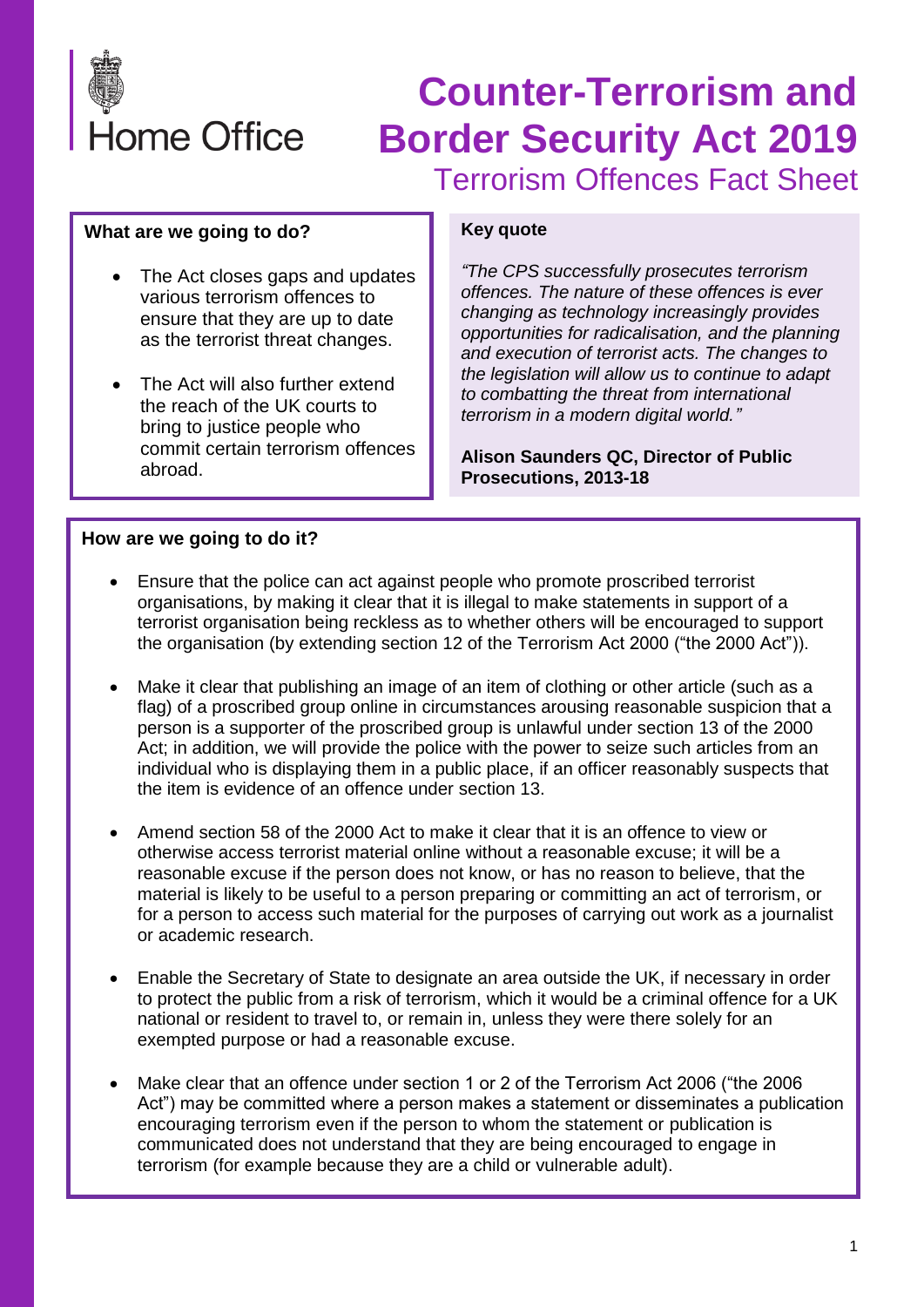Home Office

# Counter-Terrorism and Border Security Act 2019

## Terrorism Offences Fact Sheet

**What are we going to do?**

- The Act closes gaps and updates various terrorism offences to ensure that they are up to date as the terrorist threat changes.
- The Act will also further extend the reach of the UK courts to bring to justice people who commit certain terrorism offences abroad.

**Key quote**

*"The CPS successfully prosecutes terrorism offences. The nature of these offences is ever changing as technology increasingly provides opportunities for radicalisation, and the planning and execution of terrorist acts. The changes to the legislation will allow us to continue to adapt to combatting the threat from international terrorism in a modern digital world."*

**Alison Saunders QC, Director of Public Prosecutions, 2013-18**

**How are we going to do it?**

- Ensure that the police can act against people who promote proscribed terrorist organisations, by making it clear that it is illegal to make statements in support of a terrorist organisation being reckless as to whether others will be encouraged to support the organisation (by extending section 12 of the Terrorism Act 2000 ("the 2000 Act")).
- Make it clear that publishing an image of an item of clothing or other article (such as a flag) of a proscribed group online in circumstances arousing reasonable suspicion that a person is a supporter of the proscribed group is unlawful under section 13 of the 2000 Act; in addition, we will provide the police with the power to seize such articles from an individual who is displaying them in a public place, if an officer reasonably suspects that the item is evidence of an offence under section 13.
- Amend section 58 of the 2000 Act to make it clear that it is an offence to view or otherwise access terrorist material online without a reasonable excuse; it will be a reasonable excuse if the person does not know, or has no reason to believe, that the material is likely to be useful to a person preparing or committing an act of terrorism, or for a person to access such material for the purposes of carrying out work as a journalist or academic research.
- Enable the Secretary of State to designate an area outside the UK, if necessary in order to protect the public from a risk of terrorism, which it would be a criminal offence for a UK national or resident to travel to, or remain in, unless they were there solely for an exempted purpose or had a reasonable excuse.
- Make clear that an offence under section 1 or 2 of the Terrorism Act 2006 ("the 2006 Act") may be committed where a person makes a statement or disseminates a publication encouraging terrorism even if the person to whom the statement or publication is communicated does not understand that they are being encouraged to engage in terrorism (for example because they are a child or vulnerable adult).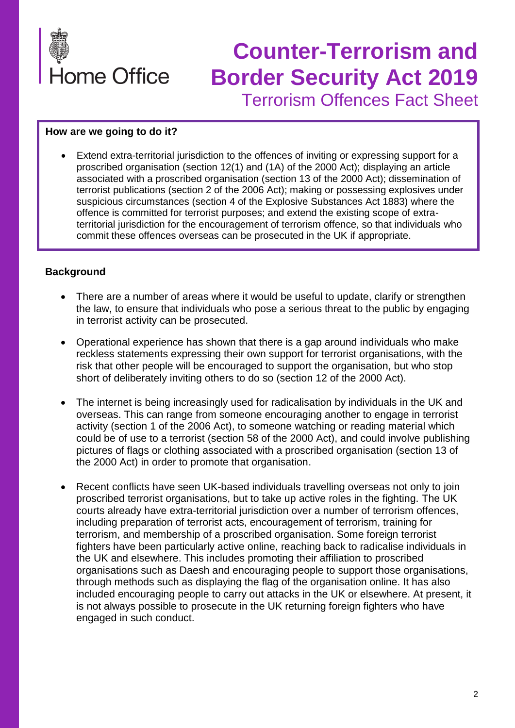# Counter-Terrorism and Border Security Act 2019

## Terrorism Offences Fact Sheet

**How are we going to do it?**

- Extend extra-territorial jurisdiction to the offences of inviting or expressing support for a proscribed organisation (section 12(1) and (1A) of the 2000 Act); displaying an article associated with a proscribed organisation (section 13 of the 2000 Act); dissemination of terrorist publications (section 2 of the 2006 Act); making or possessing explosives under suspicious circumstances (section 4 of the Explosive Substances Act 1883) where the offence is committed for terrorist purposes; and extend the existing scope of extra-territorial jurisdiction for the encouragement of terrorism offence, so that individuals who commit these offences overseas can be prosecuted in the UK if appropriate.

**Background**

- There are a number of areas where it would be useful to update, clarify or strengthen the law, to ensure that individuals who pose a serious threat to the public by engaging in terrorist activity can be prosecuted.
- Operational experience has shown that there is a gap around individuals who make reckless statements expressing their own support for terrorist organisations, with the risk that other people will be encouraged to support the organisation, but who stop short of deliberately inviting others to do so (section 12 of the 2000 Act).
- The internet is being increasingly used for radicalisation by individuals in the UK and overseas. This can range from someone encouraging another to engage in terrorist activity (section 1 of the 2006 Act), to someone watching or reading material which could be of use to a terrorist (section 58 of the 2000 Act), and could involve publishing pictures of flags or clothing associated with a proscribed organisation (section 13 of the 2000 Act) in order to promote that organisation.
- Recent conflicts have seen UK-based individuals travelling overseas not only to join proscribed terrorist organisations, but to take up active roles in the fighting. The UK courts already have extra-territorial jurisdiction over a number of terrorism offences, including preparation of terrorist acts, encouragement of terrorism, training for terrorism, and membership of a proscribed organisation. Some foreign terrorist fighters have been particularly active online, reaching back to radicalise individuals in the UK and elsewhere. This includes promoting their affiliation to proscribed organisations such as Daesh and encouraging people to support those organisations, through methods such as displaying the flag of the organisation online. It has also included encouraging people to carry out attacks in the UK or elsewhere. At present, it is not always possible to prosecute in the UK returning foreign fighters who have engaged in such conduct.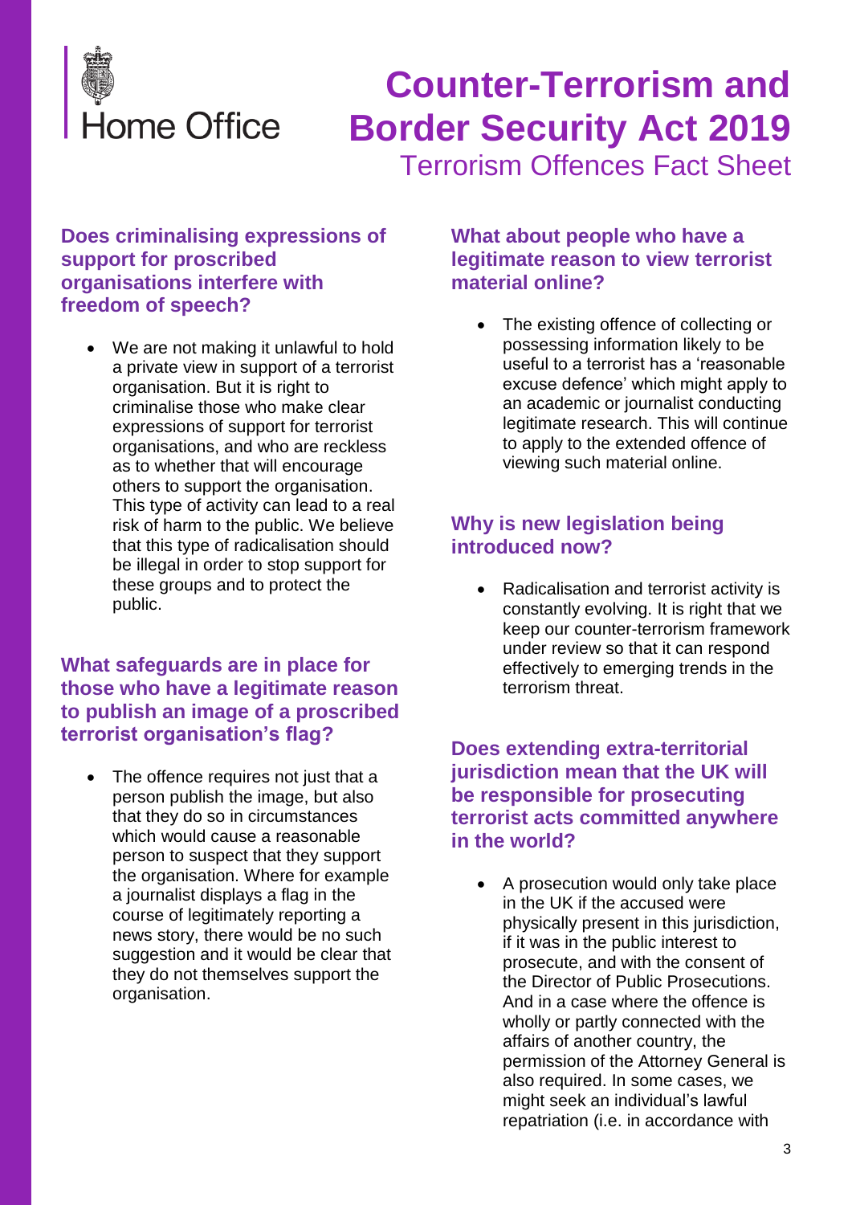# Counter-Terrorism and Border Security Act 2019

## Terrorism Offences Fact Sheet

### Does criminalising expressions of support for proscribed organisations interfere with freedom of speech?

- We are not making it unlawful to hold a private view in support of a terrorist organisation. But it is right to criminalise those who make clear expressions of support for terrorist organisations, and who are reckless as to whether that will encourage others to support the organisation. This type of activity can lead to a real risk of harm to the public. We believe that this type of radicalisation should be illegal in order to stop support for these groups and to protect the public.

### What safeguards are in place for those who have a legitimate reason to publish an image of a proscribed terrorist organisation's flag?

- The offence requires not just that a person publish the image, but also that they do so in circumstances which would cause a reasonable person to suspect that they support the organisation. Where for example a journalist displays a flag in the course of legitimately reporting a news story, there would be no such suggestion and it would be clear that they do not themselves support the organisation.

### What about people who have a legitimate reason to view terrorist material online?

- The existing offence of collecting or possessing information likely to be useful to a terrorist has a 'reasonable excuse defence' which might apply to an academic or journalist conducting legitimate research. This will continue to apply to the extended offence of viewing such material online.

### Why is new legislation being introduced now?

- Radicalisation and terrorist activity is constantly evolving. It is right that we keep our counter-terrorism framework under review so that it can respond effectively to emerging trends in the terrorism threat.

### Does extending extra-territorial jurisdiction mean that the UK will be responsible for prosecuting terrorist acts committed anywhere in the world?

- A prosecution would only take place in the UK if the accused were physically present in this jurisdiction, if it was in the public interest to prosecute, and with the consent of the Director of Public Prosecutions. And in a case where the offence is wholly or partly connected with the affairs of another country, the permission of the Attorney General is also required. In some cases, we might seek an individual's lawful repatriation (i.e. in accordance with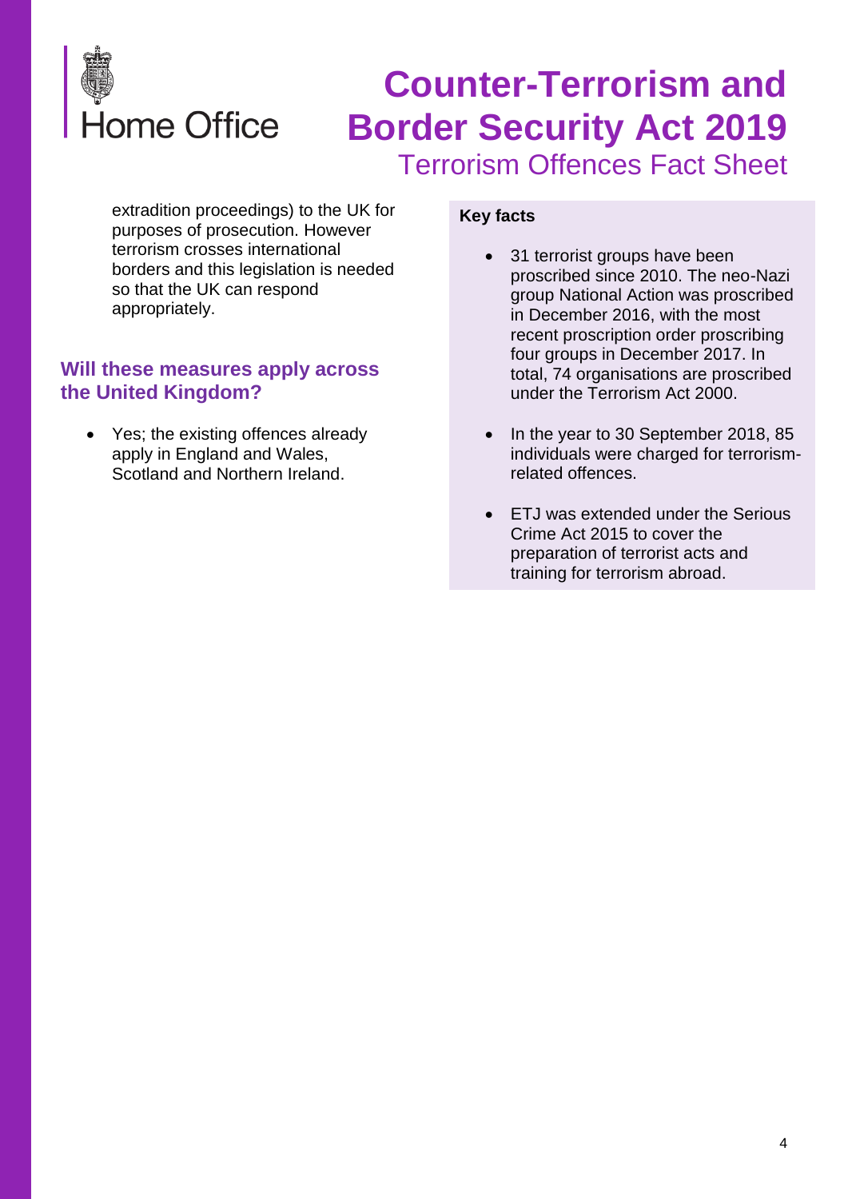extradition proceedings) to the UK for purposes of prosecution. However terrorism crosses international borders and this legislation is needed so that the UK can respond appropriately.

## Will these measures apply across the United Kingdom?

- Yes; the existing offences already apply in England and Wales, Scotland and Northern Ireland.

**Key facts**

- 31 terrorist groups have been proscribed since 2010. The neo-Nazi group National Action was proscribed in December 2016, with the most recent proscription order proscribing four groups in December 2017. In total, 74 organisations are proscribed under the Terrorism Act 2000.
- In the year to 30 September 2018, 85 individuals were charged for terrorism-related offences.
- ETJ was extended under the Serious Crime Act 2015 to cover the preparation of terrorist acts and training for terrorism abroad.